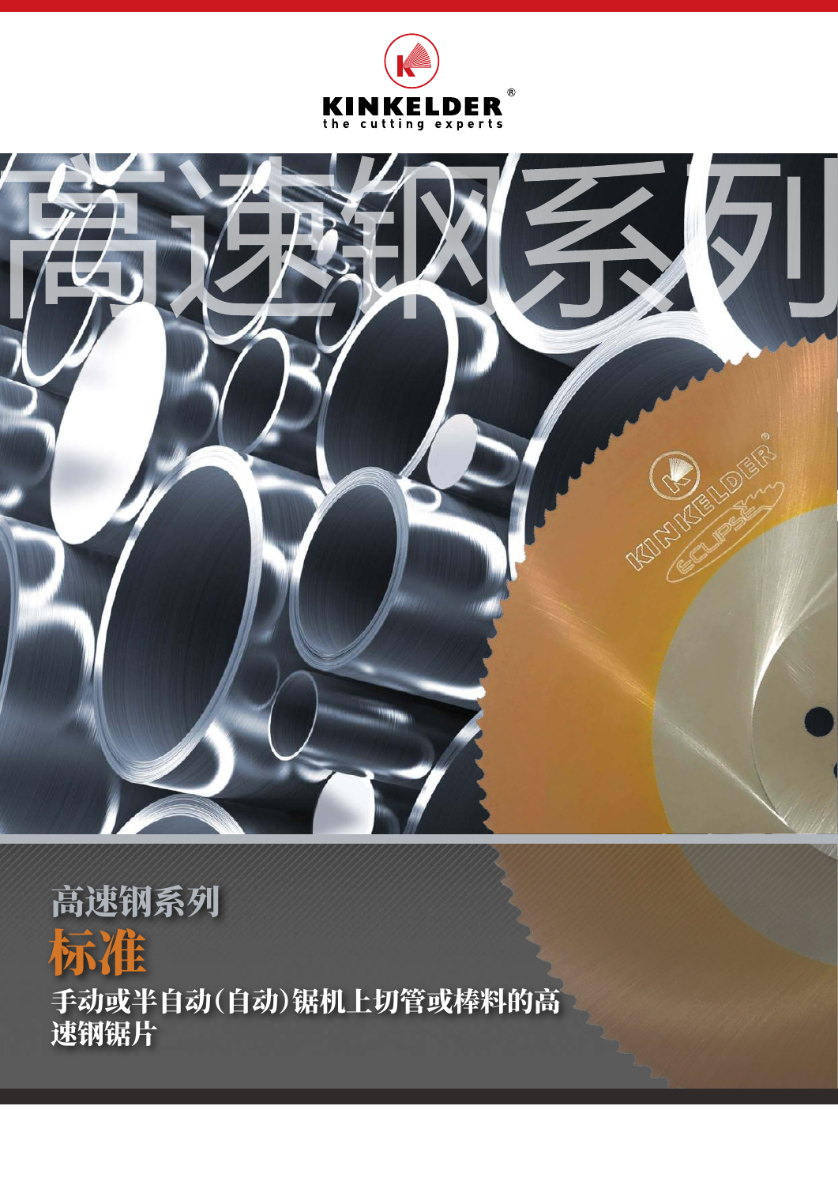KINKELDER®

the cutting experts

# 高速钢系列

## 高速钢系列

## 标准

### 手动或半自动(自动)锯机上切管或棒料的高速钢锯片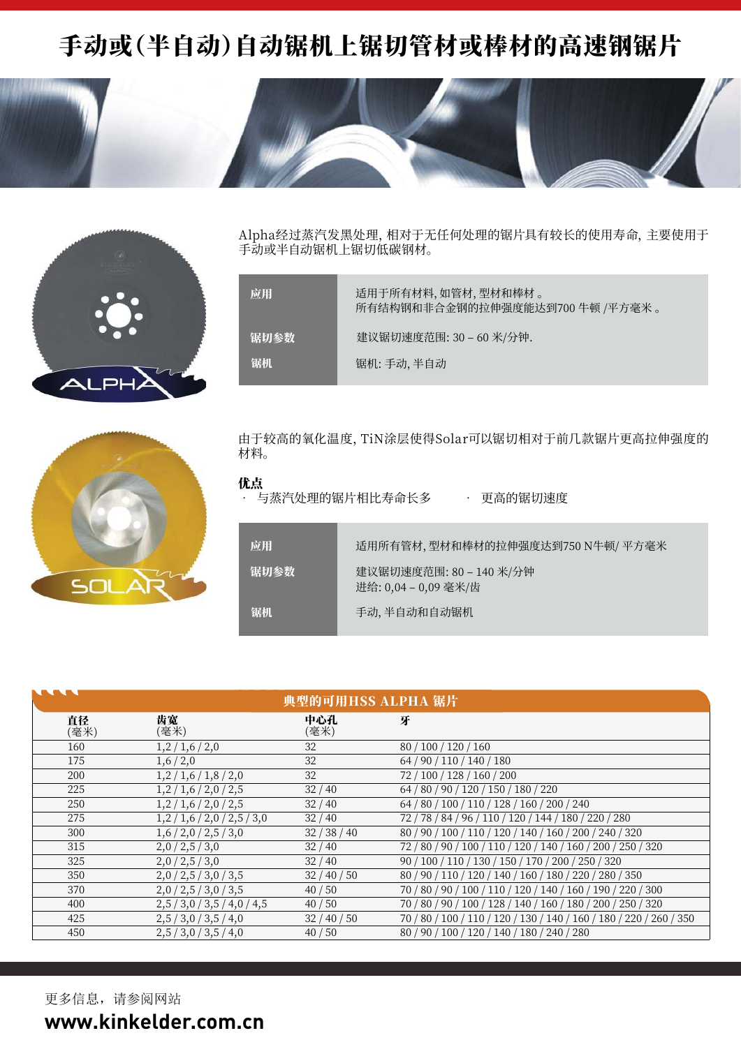# 手动或(半自动)自动锯机上锯切管材或棒材的高速钢锯片

Alpha经过蒸汽发黑处理, 相对于无任何处理的锯片具有较长的使用寿命, 主要使用于手动或半自动锯机上锯切低碳钢材。

| | |
|---|---|
| **应用** | 适用于所有材料, 如管材, 型材和棒材 。<br>所有结构钢和非合金钢的拉伸强度能达到700 牛顿 /平方毫米 。 |
| **锯切参数** | 建议锯切速度范围: 30 – 60 米/分钟. |
| **锯机** | 锯机: 手动, 半自动 |

由于较高的氧化温度, TiN涂层使得Solar可以锯切相对于前几款锯片更高拉伸强度的材料。

**优点**

- 与蒸汽处理的锯片相比寿命长多
- 更高的锯切速度

| | |
|---|---|
| **应用** | 适用所有管材, 型材和棒材的拉伸强度达到750 N牛顿/ 平方毫米 |
| **锯切参数** | 建议锯切速度范围: 80 – 140 米/分钟<br>进给: 0,04 – 0,09 毫米/齿 |
| **锯机** | 手动, 半自动和自动锯机 |

**典型的可用HSS ALPHA 锯片**

| **直径** (毫米) | **齿宽** (毫米) | **中心孔** (毫米) | **牙** |
|---|---|---|---|
| 160 | 1,2 / 1,6 / 2,0 | 32 | 80 / 100 / 120 / 160 |
| 175 | 1,6 / 2,0 | 32 | 64 / 90 / 110 / 140 / 180 |
| 200 | 1,2 / 1,6 / 1,8 / 2,0 | 32 | 72 / 100 / 128 / 160 / 200 |
| 225 | 1,2 / 1,6 / 2,0 / 2,5 | 32 / 40 | 64 / 80 / 90 / 120 / 150 / 180 / 220 |
| 250 | 1,2 / 1,6 / 2,0 / 2,5 | 32 / 40 | 64 / 80 / 100 / 110 / 128 / 160 / 200 / 240 |
| 275 | 1,2 / 1,6 / 2,0 / 2,5 / 3,0 | 32 / 40 | 72 / 78 / 84 / 96 / 110 / 120 / 144 / 180 / 220 / 280 |
| 300 | 1,6 / 2,0 / 2,5 / 3,0 | 32 / 38 / 40 | 80 / 90 / 100 / 110 / 120 / 140 / 160 / 200 / 240 / 320 |
| 315 | 2,0 / 2,5 / 3,0 | 32 / 40 | 72 / 80 / 90 / 100 / 110 / 120 / 140 / 160 / 200 / 250 / 320 |
| 325 | 2,0 / 2,5 / 3,0 | 32 / 40 | 90 / 100 / 110 / 130 / 150 / 170 / 200 / 250 / 320 |
| 350 | 2,0 / 2,5 / 3,0 / 3,5 | 32 / 40 / 50 | 80 / 90 / 110 / 120 / 140 / 160 / 180 / 220 / 280 / 350 |
| 370 | 2,0 / 2,5 / 3,0 / 3,5 | 40 / 50 | 70 / 80 / 90 / 100 / 110 / 120 / 140 / 160 / 190 / 220 / 300 |
| 400 | 2,5 / 3,0 / 3,5 / 4,0 / 4,5 | 40 / 50 | 70 / 80 / 90 / 100 / 128 / 140 / 160 / 180 / 200 / 250 / 320 |
| 425 | 2,5 / 3,0 / 3,5 / 4,0 | 32 / 40 / 50 | 70 / 80 / 100 / 110 / 120 / 130 / 140 / 160 / 180 / 220 / 260 / 350 |
| 450 | 2,5 / 3,0 / 3,5 / 4,0 | 40 / 50 | 80 / 90 / 100 / 120 / 140 / 180 / 240 / 280 |

更多信息，请参阅网站

**www.kinkelder.com.cn**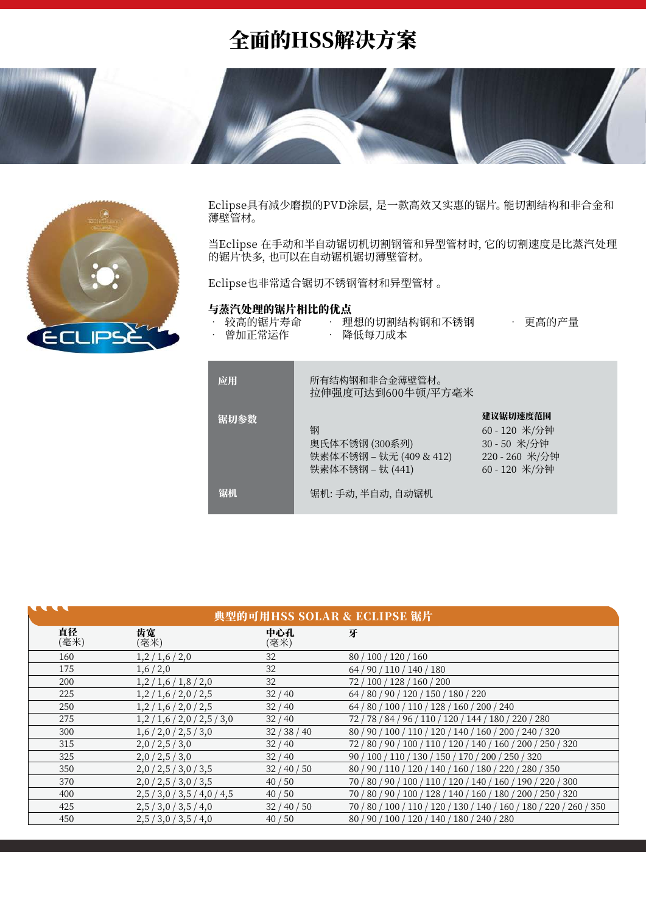# 全面的HSS解决方案

Eclipse具有减少磨损的PVD涂层, 是一款高效又实惠的锯片。能切割结构和非合金和薄壁管材。

当Eclipse 在手动和半自动锯切机切割钢管和异型管材时, 它的切割速度是比蒸汽处理的锯片快多, 也可以在自动锯机锯切薄壁管材。

Eclipse也非常适合锯切不锈钢管材和异型管材 。

**与蒸汽处理的锯片相比的优点**

- 较高的锯片寿命
- 曾加正常运作
- 理想的切割结构钢和不锈钢
- 降低每刀成本
- 更高的产量

| | | |
|---|---|---|
| **应用** | 所有结构钢和非合金薄壁管材。<br>拉伸强度可达到600牛顿/平方毫米 | |
| **锯切参数** | | **建议锯切速度范围** |
| | 钢 | 60 - 120 米/分钟 |
| | 奥氏体不锈钢 (300系列) | 30 - 50 米/分钟 |
| | 铁素体不锈钢 – 钛无 (409 & 412) | 220 - 260 米/分钟 |
| | 铁素体不锈钢 – 钛 (441) | 60 - 120 米/分钟 |
| **锯机** | 锯机: 手动, 半自动, 自动锯机 | |

## 典型的可用HSS SOLAR & ECLIPSE 锯片

| **直径** (毫米) | **齿宽** (毫米) | **中心孔** (毫米) | **牙** |
|---|---|---|---|
| 160 | 1,2 / 1,6 / 2,0 | 32 | 80 / 100 / 120 / 160 |
| 175 | 1,6 / 2,0 | 32 | 64 / 90 / 110 / 140 / 180 |
| 200 | 1,2 / 1,6 / 1,8 / 2,0 | 32 | 72 / 100 / 128 / 160 / 200 |
| 225 | 1,2 / 1,6 / 2,0 / 2,5 | 32 / 40 | 64 / 80 / 90 / 120 / 150 / 180 / 220 |
| 250 | 1,2 / 1,6 / 2,0 / 2,5 | 32 / 40 | 64 / 80 / 100 / 110 / 128 / 160 / 200 / 240 |
| 275 | 1,2 / 1,6 / 2,0 / 2,5 / 3,0 | 32 / 40 | 72 / 78 / 84 / 96 / 110 / 120 / 144 / 180 / 220 / 280 |
| 300 | 1,6 / 2,0 / 2,5 / 3,0 | 32 / 38 / 40 | 80 / 90 / 100 / 110 / 120 / 140 / 160 / 200 / 240 / 320 |
| 315 | 2,0 / 2,5 / 3,0 | 32 / 40 | 72 / 80 / 90 / 100 / 110 / 120 / 140 / 160 / 200 / 250 / 320 |
| 325 | 2,0 / 2,5 / 3,0 | 32 / 40 | 90 / 100 / 110 / 130 / 150 / 170 / 200 / 250 / 320 |
| 350 | 2,0 / 2,5 / 3,0 / 3,5 | 32 / 40 / 50 | 80 / 90 / 110 / 120 / 140 / 160 / 180 / 220 / 280 / 350 |
| 370 | 2,0 / 2,5 / 3,0 / 3,5 | 40 / 50 | 70 / 80 / 90 / 100 / 110 / 120 / 140 / 160 / 190 / 220 / 300 |
| 400 | 2,5 / 3,0 / 3,5 / 4,0 / 4,5 | 40 / 50 | 70 / 80 / 90 / 100 / 128 / 140 / 160 / 180 / 200 / 250 / 320 |
| 425 | 2,5 / 3,0 / 3,5 / 4,0 | 32 / 40 / 50 | 70 / 80 / 100 / 110 / 120 / 130 / 140 / 160 / 180 / 220 / 260 / 350 |
| 450 | 2,5 / 3,0 / 3,5 / 4,0 | 40 / 50 | 80 / 90 / 100 / 120 / 140 / 180 / 240 / 280 |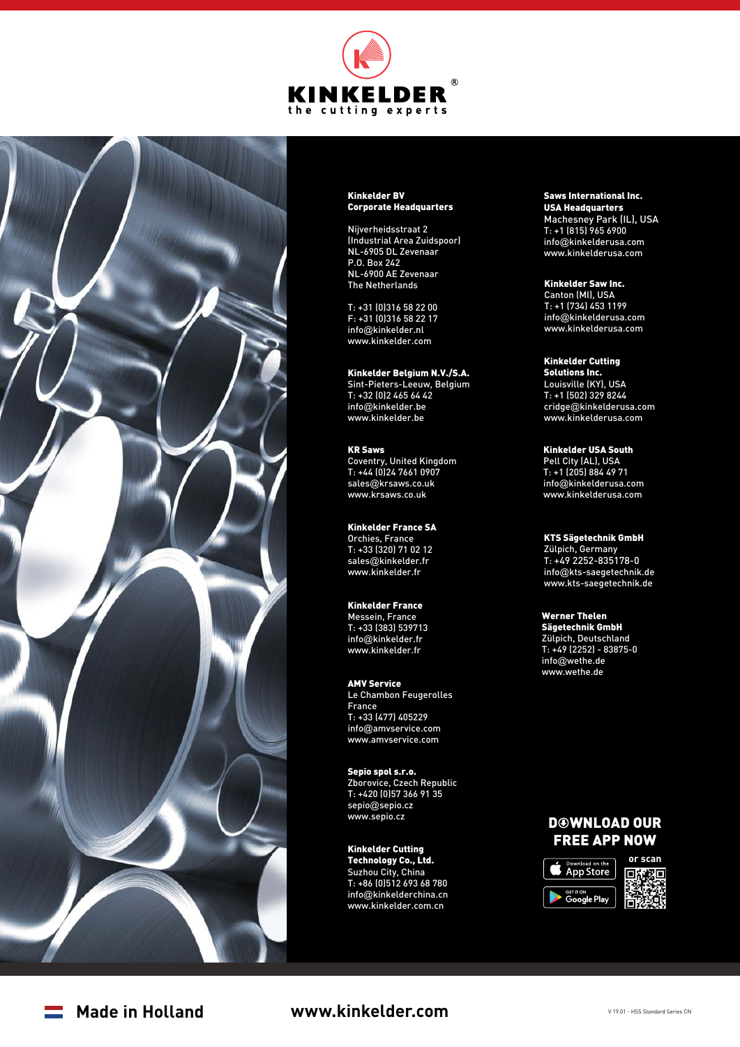KINKELDER®
the cutting experts

**Kinkelder BV**
**Corporate Headquarters**

Nijverheidsstraat 2
(Industrial Area Zuidspoor)
NL-6905 DL Zevenaar
P.O. Box 242
NL-6900 AE Zevenaar
The Netherlands

T: +31 (0)316 58 22 00
F: +31 (0)316 58 22 17
info@kinkelder.nl
www.kinkelder.com

**Kinkelder Belgium N.V./S.A.**
Sint-Pieters-Leeuw, Belgium
T: +32 (0)2 465 64 42
info@kinkelder.be
www.kinkelder.be

**KR Saws**
Coventry, United Kingdom
T: +44 (0)24 7661 0907
sales@krsaws.co.uk
www.krsaws.co.uk

**Kinkelder France SA**
Orchies, France
T: +33 (320) 71 02 12
sales@kinkelder.fr
www.kinkelder.fr

**Kinkelder France**
Messein, France
T: +33 (383) 539713
info@kinkelder.fr
www.kinkelder.fr

**AMV Service**
Le Chambon Feugerolles
France
T: +33 (477) 405229
info@amvservice.com
www.amvservice.com

**Sepio spol s.r.o.**
Zborovice, Czech Republic
T: +420 (0)57 366 91 35
sepio@sepio.cz
www.sepio.cz

**Kinkelder Cutting Technology Co., Ltd.**
Suzhou City, China
T: +86 (0)512 693 68 780
info@kinkelderchina.cn
www.kinkelder.com.cn

**Saws International Inc.**
**USA Headquarters**
Machesney Park (IL), USA
T: +1 (815) 965 6900
info@kinkelderusa.com
www.kinkelderusa.com

**Kinkelder Saw Inc.**
Canton (MI), USA
T: +1 (734) 453 1199
info@kinkelderusa.com
www.kinkelderusa.com

**Kinkelder Cutting Solutions Inc.**
Louisville (KY), USA
T: +1 (502) 329 8244
cridge@kinkelderusa.com
www.kinkelderusa.com

**Kinkelder USA South**
Pell City (AL), USA
T: +1 (205) 884 49 71
info@kinkelderusa.com
www.kinkelderusa.com

**KTS Sägetechnik GmbH**
Zülpich, Germany
T: +49 2252-835178-0
info@kts-saegetechnik.de
www.kts-saegetechnik.de

**Werner Thelen Sägetechnik GmbH**
Zülpich, Deutschland
T: +49 (2252) - 83875-0
info@wethe.de
www.wethe.de

**DOWNLOAD OUR FREE APP NOW**

Download on the App Store
GET IT ON Google Play
or scan

Made in Holland

www.kinkelder.com

V 19.01 - HSS Standard Series CN